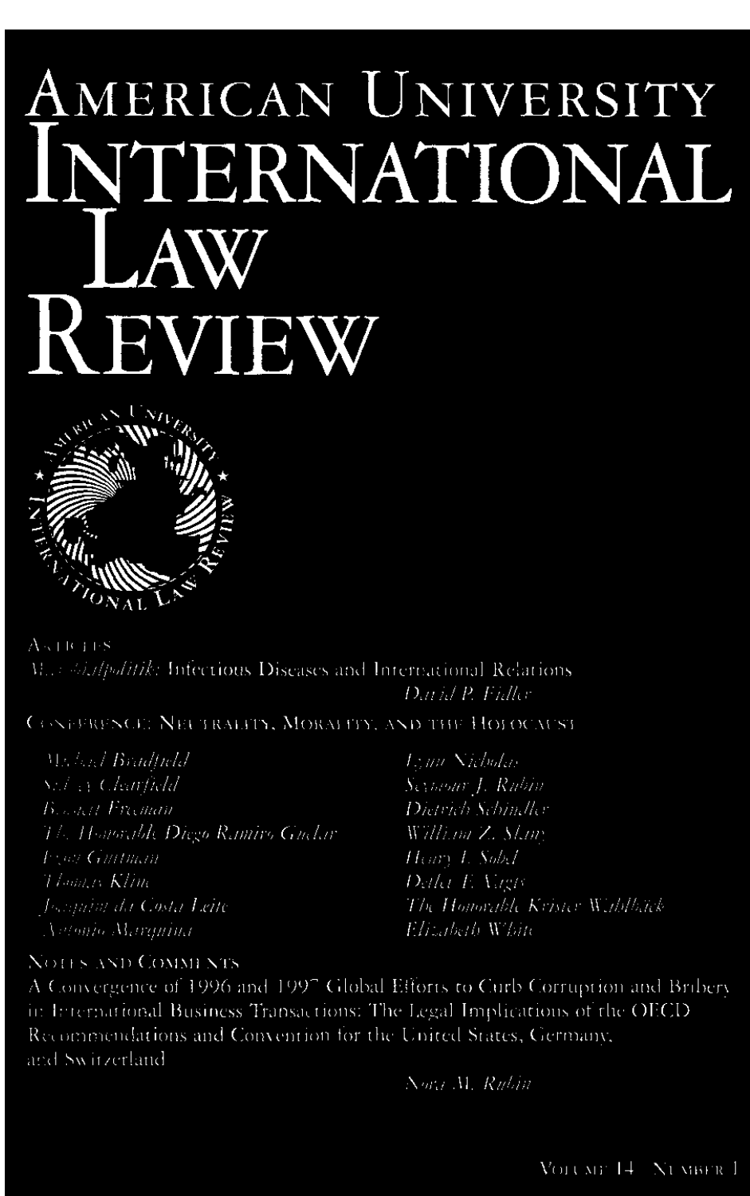# AMERICAN UNIVERSITY INTERNATIONAL LAW REVIEW

ARTICLES

*Microbialpolitik*: Infectious Diseases and International Relations
*David P. Fidler*

CONFERENCE: NEUTRALITY, MORALITY, AND THE HOLOCAUST

*Michael Bradfield*
*Sidney Clearfield*
*Bennett Freeman*
*The Honorable Diego Ramiro Guelar*
*Israel Gutman*
*Thomas Klinc*
*Joaquim da Costa Leite*
*Antonio Marquina*
*Lynn Nicholas*
*Seymour J. Rubin*
*Dietrich Schindler*
*William Z. Slany*
*Henry L. Sokol*
*Detlev F. Vagts*
*The Honorable Krister Wahlbäck*
*Elizabeth White*

NOTES AND COMMENTS

A Convergence of 1996 and 1997 Global Efforts to Curb Corruption and Bribery in International Business Transactions: The Legal Implications of the OECD Recommendations and Convention for the United States, Germany, and Switzerland
*Nora M. Rubin*

VOLUME 14 NUMBER 1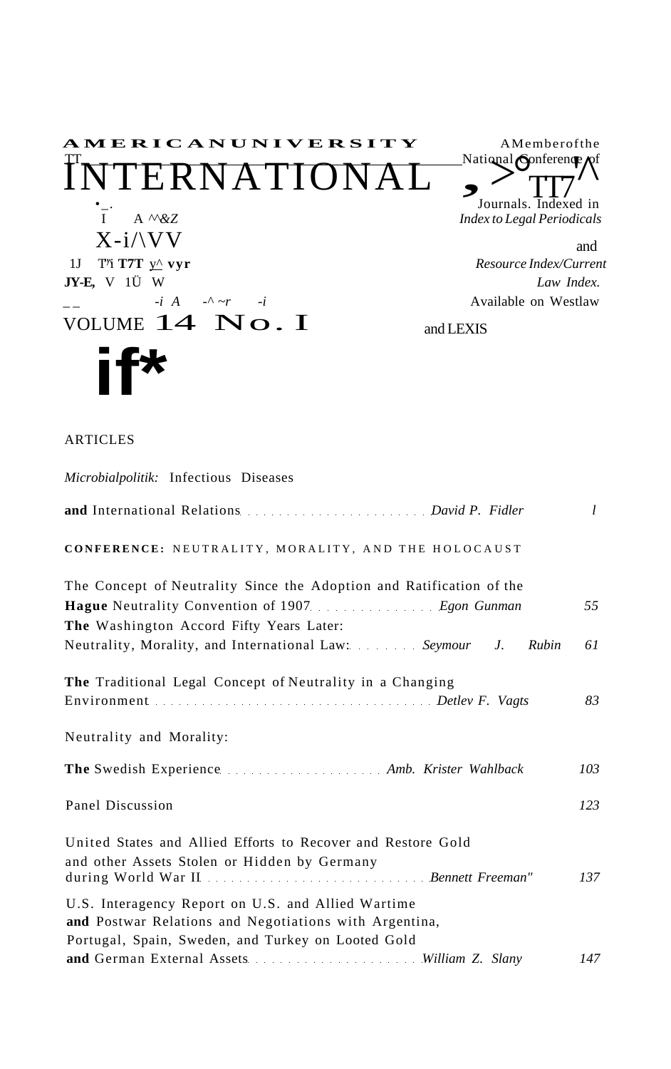# AMERICAN UNIVERSITY INTERNATIONAL LAW REVIEW

A Member of the National Conference of Law Reviews. Journals. Indexed in *Index to Legal Periodicals* and *Resource Index/Current Law Index.* Available on Westlaw and LEXIS

VOLUME 14 No. 1

## ARTICLES

*Microbialpolitik:* Infectious Diseases and International Relations ........ *David P. Fidler* 1

### CONFERENCE: NEUTRALITY, MORALITY, AND THE HOLOCAUST

The Concept of Neutrality Since the Adoption and Ratification of the Hague Neutrality Convention of 1907 ........ *Egon Gunman* 55

The Washington Accord Fifty Years Later: Neutrality, Morality, and International Law ........ *Seymour J. Rubin* 61

The Traditional Legal Concept of Neutrality in a Changing Environment ........ *Detlev F. Vagts* 83

Neutrality and Morality: The Swedish Experience ........ *Amb. Krister Wahlback* 103

Panel Discussion 123

United States and Allied Efforts to Recover and Restore Gold and other Assets Stolen or Hidden by Germany during World War II ........ *Bennett Freeman"* 137

U.S. Interagency Report on U.S. and Allied Wartime and Postwar Relations and Negotiations with Argentina, Portugal, Spain, Sweden, and Turkey on Looted Gold and German External Assets ........ *William Z. Slany* 147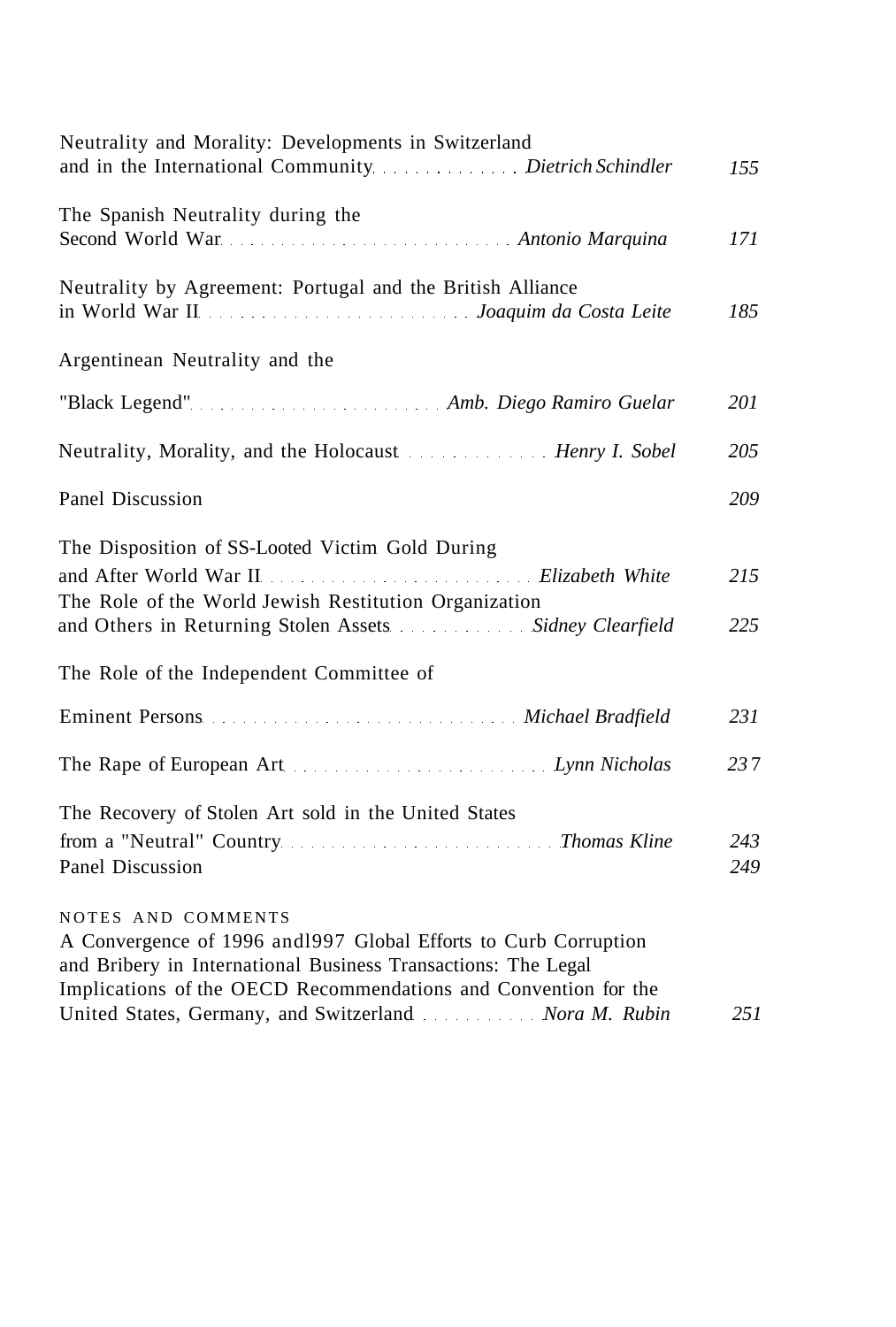Neutrality and Morality: Developments in Switzerland and in the International Community . . . . . . . . . . . . . *Dietrich Schindler* 155

The Spanish Neutrality during the Second World War . . . . . . . . . . . . . . . . . . . . . . . . . . . *Antonio Marquina* 171

Neutrality by Agreement: Portugal and the British Alliance in World War II . . . . . . . . . . . . . . . . . . . . . . . . *Joaquim da Costa Leite* 185

Argentinean Neutrality and the "Black Legend" . . . . . . . . . . . . . . . . . . . . . . *Amb. Diego Ramiro Guelar* 201

Neutrality, Morality, and the Holocaust . . . . . . . . . . . . . *Henry I. Sobel* 205

Panel Discussion 209

The Disposition of SS-Looted Victim Gold During and After World War II . . . . . . . . . . . . . . . . . . . . . . . . . . *Elizabeth White* 215

The Role of the World Jewish Restitution Organization and Others in Returning Stolen Assets . . . . . . . . . . . . . *Sidney Clearfield* 225

The Role of the Independent Committee of Eminent Persons . . . . . . . . . . . . . . . . . . . . . . . . . . . . . . *Michael Bradfield* 231

The Rape of European Art . . . . . . . . . . . . . . . . . . . . . . . . . *Lynn Nicholas* 237

The Recovery of Stolen Art sold in the United States from a "Neutral" Country . . . . . . . . . . . . . . . . . . . . . . . . . . *Thomas Kline* 243

Panel Discussion 249

NOTES AND COMMENTS

A Convergence of 1996 and1997 Global Efforts to Curb Corruption and Bribery in International Business Transactions: The Legal Implications of the OECD Recommendations and Convention for the United States, Germany, and Switzerland . . . . . . . . . . . *Nora M. Rubin* 251